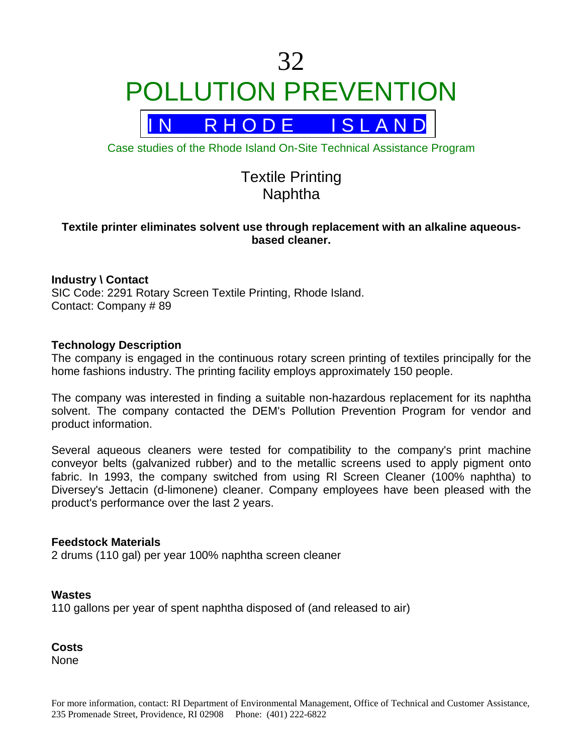# 32

# POLLUTION PREVENTION

## IN RHODE ISLAND

Case studies of the Rhode Island On-Site Technical Assistance Program

## Textile Printing
## Naphtha

**Textile printer eliminates solvent use through replacement with an alkaline aqueous-based cleaner.**

**Industry \ Contact**
SIC Code: 2291 Rotary Screen Textile Printing, Rhode Island.
Contact: Company # 89

**Technology Description**
The company is engaged in the continuous rotary screen printing of textiles principally for the home fashions industry. The printing facility employs approximately 150 people.

The company was interested in finding a suitable non-hazardous replacement for its naphtha solvent. The company contacted the DEM's Pollution Prevention Program for vendor and product information.

Several aqueous cleaners were tested for compatibility to the company's print machine conveyor belts (galvanized rubber) and to the metallic screens used to apply pigment onto fabric. In 1993, the company switched from using RI Screen Cleaner (100% naphtha) to Diversey's Jettacin (d-limonene) cleaner. Company employees have been pleased with the product's performance over the last 2 years.

**Feedstock Materials**
2 drums (110 gal) per year 100% naphtha screen cleaner

**Wastes**
110 gallons per year of spent naphtha disposed of (and released to air)

**Costs**
None

For more information, contact: RI Department of Environmental Management, Office of Technical and Customer Assistance, 235 Promenade Street, Providence, RI 02908 Phone: (401) 222-6822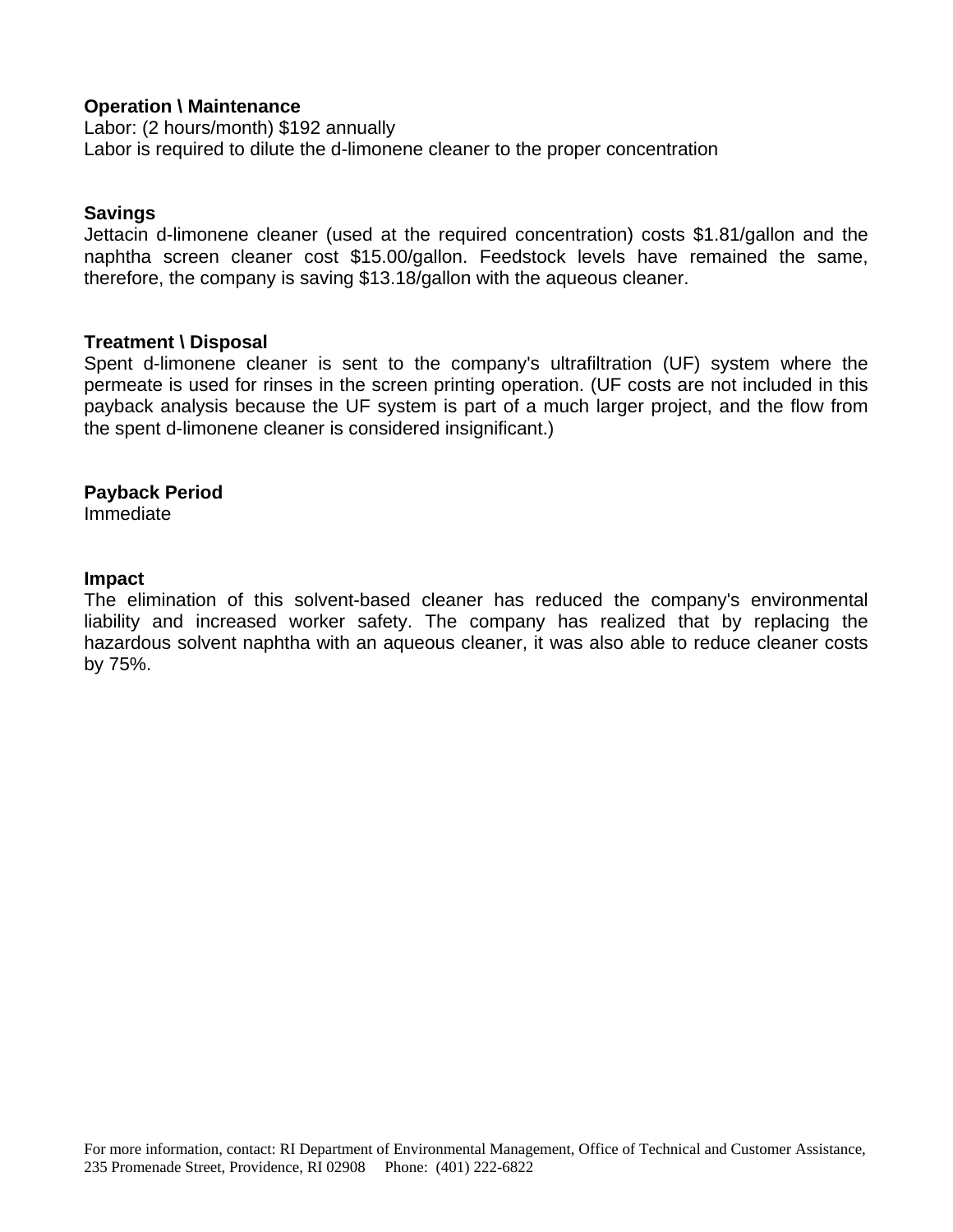**Operation \ Maintenance**
Labor: (2 hours/month) $192 annually
Labor is required to dilute the d-limonene cleaner to the proper concentration

**Savings**
Jettacin d-limonene cleaner (used at the required concentration) costs $1.81/gallon and the naphtha screen cleaner cost $15.00/gallon. Feedstock levels have remained the same, therefore, the company is saving $13.18/gallon with the aqueous cleaner.

**Treatment \ Disposal**
Spent d-limonene cleaner is sent to the company's ultrafiltration (UF) system where the permeate is used for rinses in the screen printing operation. (UF costs are not included in this payback analysis because the UF system is part of a much larger project, and the flow from the spent d-limonene cleaner is considered insignificant.)

**Payback Period**
Immediate

**Impact**
The elimination of this solvent-based cleaner has reduced the company's environmental liability and increased worker safety. The company has realized that by replacing the hazardous solvent naphtha with an aqueous cleaner, it was also able to reduce cleaner costs by 75%.

For more information, contact: RI Department of Environmental Management, Office of Technical and Customer Assistance, 235 Promenade Street, Providence, RI 02908 Phone: (401) 222-6822